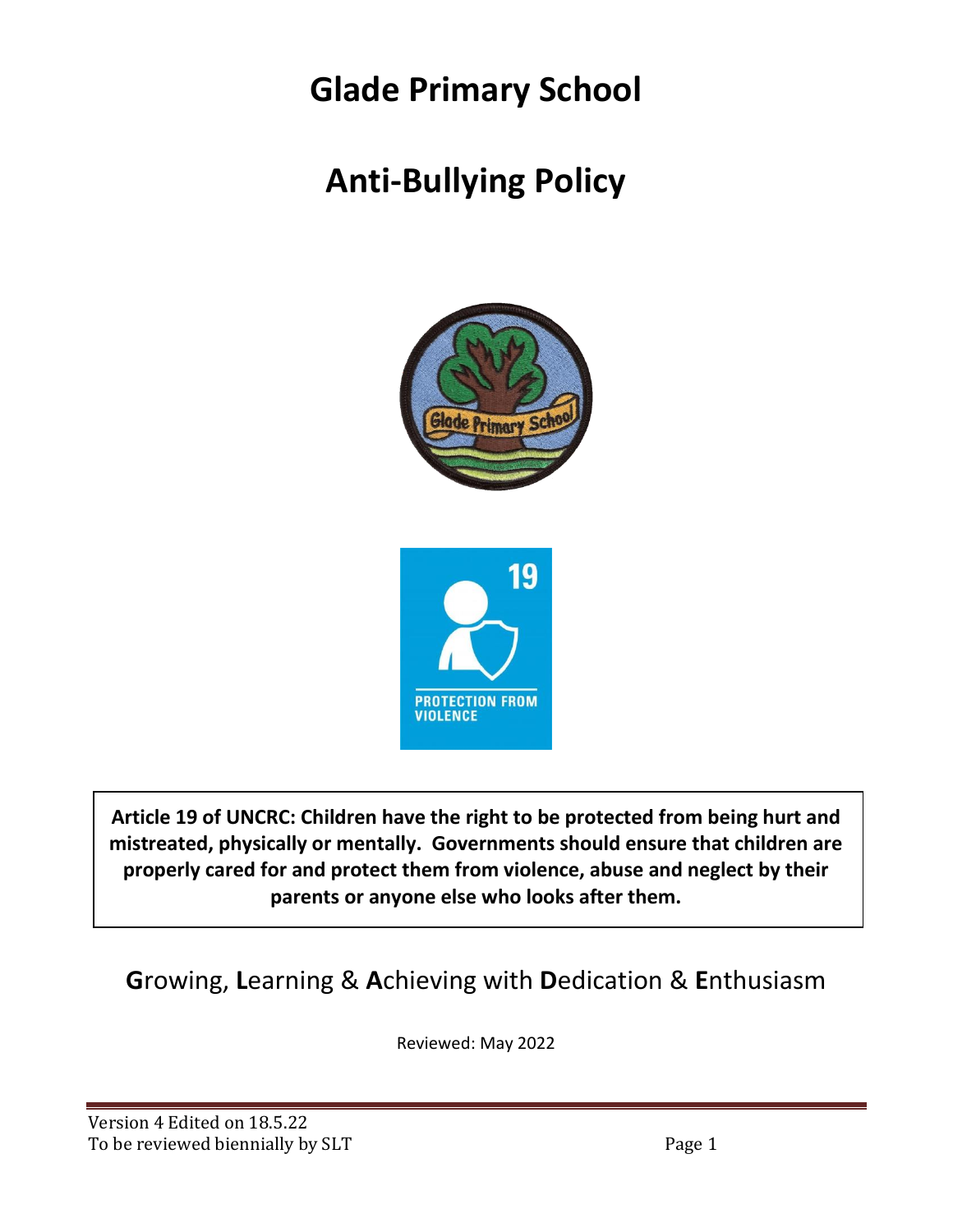# Glade Primary School

# Anti-Bullying Policy

**Article 19 of UNCRC: Children have the right to be protected from being hurt and mistreated, physically or mentally. Governments should ensure that children are properly cared for and protect them from violence, abuse and neglect by their parents or anyone else who looks after them.**

**G**rowing, **L**earning & **A**chieving with **D**edication & **E**nthusiasm

Reviewed: May 2022

Version 4 Edited on 18.5.22
To be reviewed biennially by SLT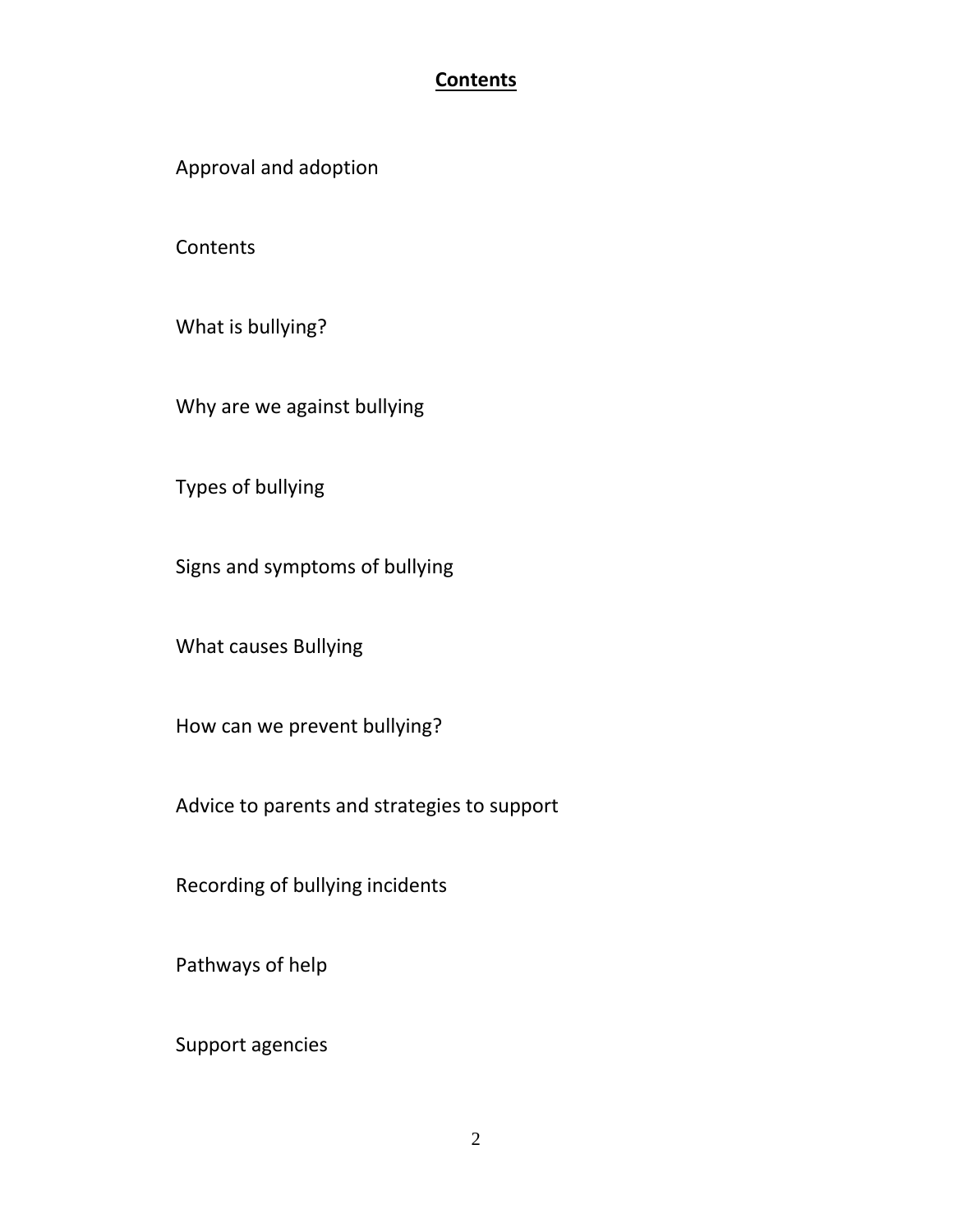## **Contents**

Approval and adoption

Contents

What is bullying?

Why are we against bullying

Types of bullying

Signs and symptoms of bullying

What causes Bullying

How can we prevent bullying?

Advice to parents and strategies to support

Recording of bullying incidents

Pathways of help

Support agencies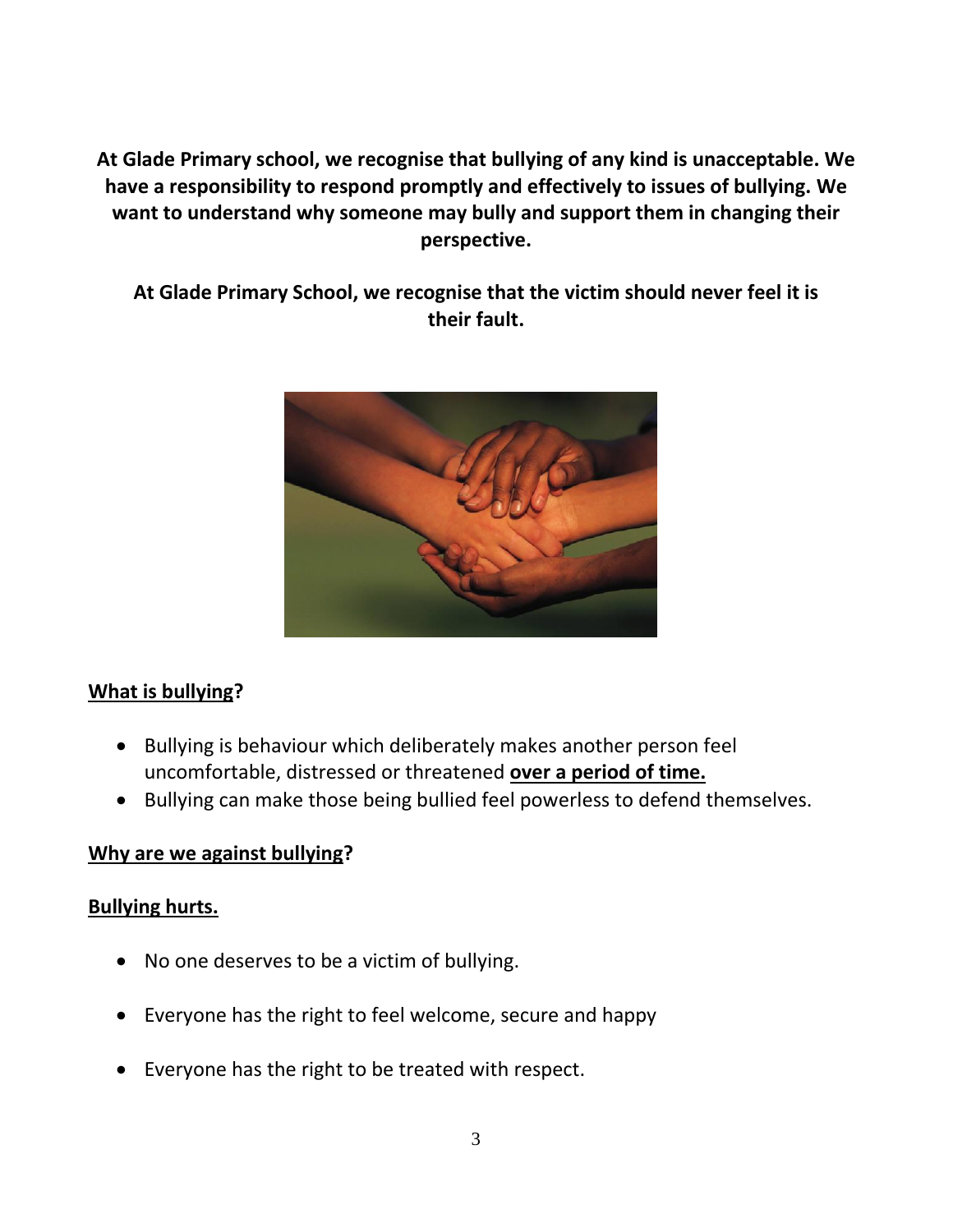**At Glade Primary school, we recognise that bullying of any kind is unacceptable. We have a responsibility to respond promptly and effectively to issues of bullying. We want to understand why someone may bully and support them in changing their perspective.**

**At Glade Primary School, we recognise that the victim should never feel it is their fault.**

## **<u>What is bullying</u>?**

- Bullying is behaviour which deliberately makes another person feel uncomfortable, distressed or threatened **<u>over a period of time.</u>**
- Bullying can make those being bullied feel powerless to defend themselves.

## **<u>Why are we against bullying</u>?**

### **<u>Bullying hurts.</u>**

- No one deserves to be a victim of bullying.
- Everyone has the right to feel welcome, secure and happy
- Everyone has the right to be treated with respect.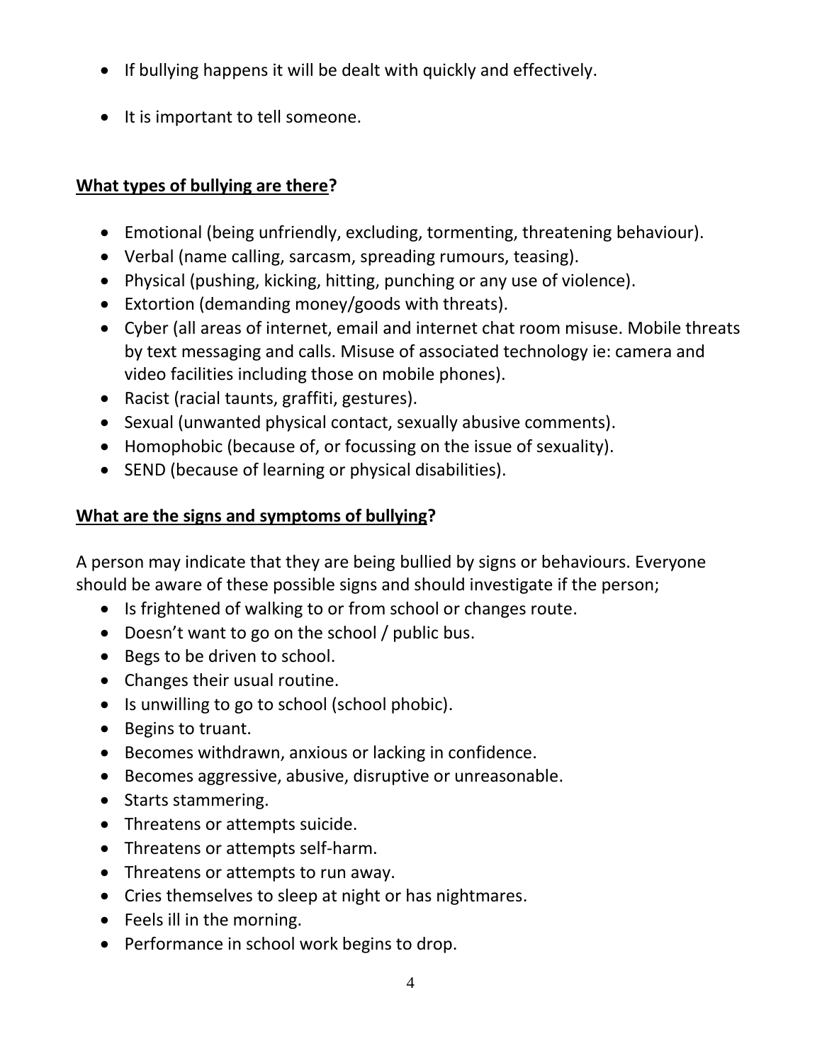- If bullying happens it will be dealt with quickly and effectively.
- It is important to tell someone.

**<u>What types of bullying are there</u>?**

- Emotional (being unfriendly, excluding, tormenting, threatening behaviour).
- Verbal (name calling, sarcasm, spreading rumours, teasing).
- Physical (pushing, kicking, hitting, punching or any use of violence).
- Extortion (demanding money/goods with threats).
- Cyber (all areas of internet, email and internet chat room misuse. Mobile threats by text messaging and calls. Misuse of associated technology ie: camera and video facilities including those on mobile phones).
- Racist (racial taunts, graffiti, gestures).
- Sexual (unwanted physical contact, sexually abusive comments).
- Homophobic (because of, or focussing on the issue of sexuality).
- SEND (because of learning or physical disabilities).

**<u>What are the signs and symptoms of bullying</u>?**

A person may indicate that they are being bullied by signs or behaviours. Everyone should be aware of these possible signs and should investigate if the person;

- Is frightened of walking to or from school or changes route.
- Doesn't want to go on the school / public bus.
- Begs to be driven to school.
- Changes their usual routine.
- Is unwilling to go to school (school phobic).
- Begins to truant.
- Becomes withdrawn, anxious or lacking in confidence.
- Becomes aggressive, abusive, disruptive or unreasonable.
- Starts stammering.
- Threatens or attempts suicide.
- Threatens or attempts self-harm.
- Threatens or attempts to run away.
- Cries themselves to sleep at night or has nightmares.
- Feels ill in the morning.
- Performance in school work begins to drop.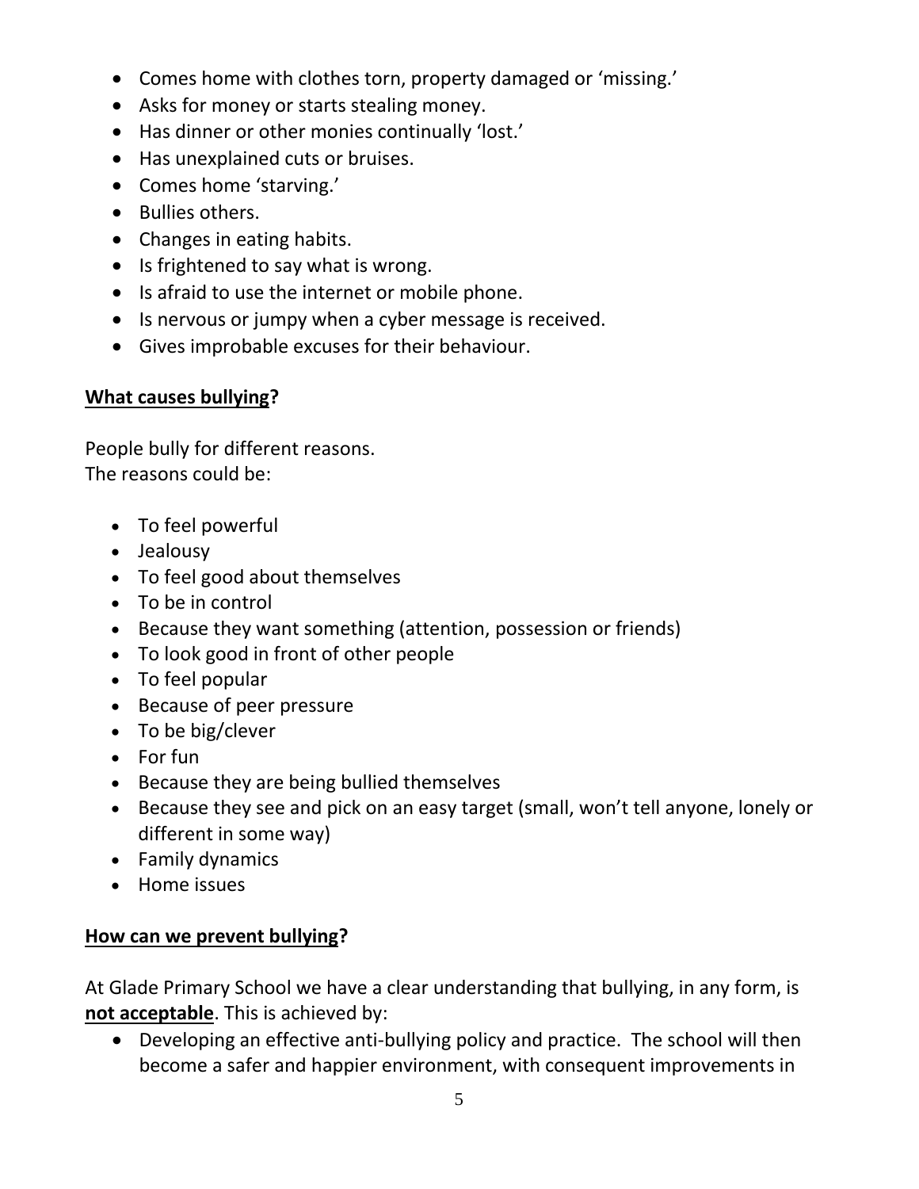- Comes home with clothes torn, property damaged or 'missing.'
- Asks for money or starts stealing money.
- Has dinner or other monies continually 'lost.'
- Has unexplained cuts or bruises.
- Comes home 'starving.'
- Bullies others.
- Changes in eating habits.
- Is frightened to say what is wrong.
- Is afraid to use the internet or mobile phone.
- Is nervous or jumpy when a cyber message is received.
- Gives improbable excuses for their behaviour.

**What causes bullying?**

People bully for different reasons.
The reasons could be:

- To feel powerful
- Jealousy
- To feel good about themselves
- To be in control
- Because they want something (attention, possession or friends)
- To look good in front of other people
- To feel popular
- Because of peer pressure
- To be big/clever
- For fun
- Because they are being bullied themselves
- Because they see and pick on an easy target (small, won't tell anyone, lonely or different in some way)
- Family dynamics
- Home issues

**How can we prevent bullying?**

At Glade Primary School we have a clear understanding that bullying, in any form, is **not acceptable**. This is achieved by:

- Developing an effective anti-bullying policy and practice. The school will then become a safer and happier environment, with consequent improvements in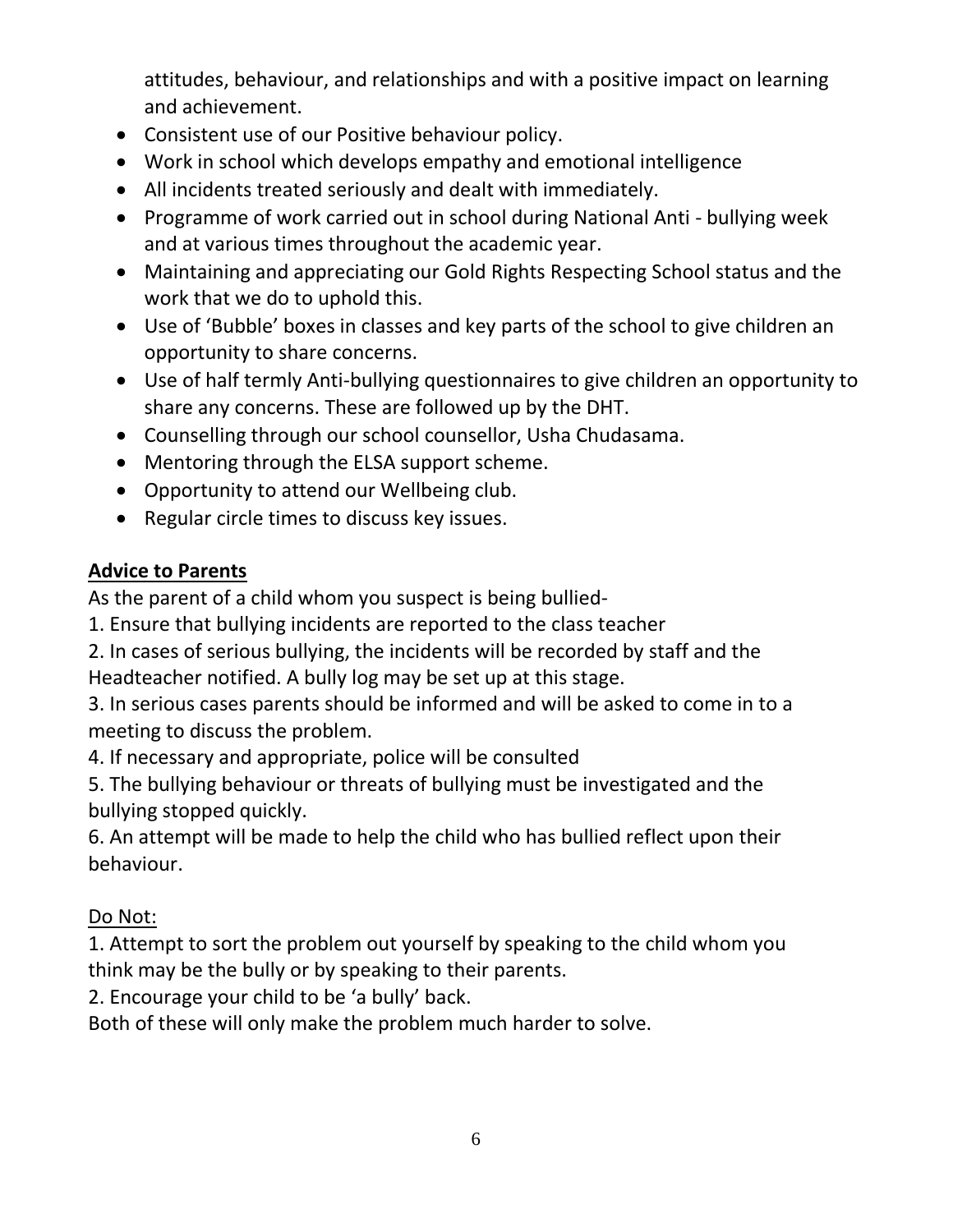attitudes, behaviour, and relationships and with a positive impact on learning and achievement.

- Consistent use of our Positive behaviour policy.
- Work in school which develops empathy and emotional intelligence
- All incidents treated seriously and dealt with immediately.
- Programme of work carried out in school during National Anti - bullying week and at various times throughout the academic year.
- Maintaining and appreciating our Gold Rights Respecting School status and the work that we do to uphold this.
- Use of 'Bubble' boxes in classes and key parts of the school to give children an opportunity to share concerns.
- Use of half termly Anti-bullying questionnaires to give children an opportunity to share any concerns. These are followed up by the DHT.
- Counselling through our school counsellor, Usha Chudasama.
- Mentoring through the ELSA support scheme.
- Opportunity to attend our Wellbeing club.
- Regular circle times to discuss key issues.

**Advice to Parents**

As the parent of a child whom you suspect is being bullied-

1. Ensure that bullying incidents are reported to the class teacher
2. In cases of serious bullying, the incidents will be recorded by staff and the Headteacher notified. A bully log may be set up at this stage.
3. In serious cases parents should be informed and will be asked to come in to a meeting to discuss the problem.
4. If necessary and appropriate, police will be consulted
5. The bullying behaviour or threats of bullying must be investigated and the bullying stopped quickly.
6. An attempt will be made to help the child who has bullied reflect upon their behaviour.

Do Not:

1. Attempt to sort the problem out yourself by speaking to the child whom you think may be the bully or by speaking to their parents.
2. Encourage your child to be 'a bully' back.

Both of these will only make the problem much harder to solve.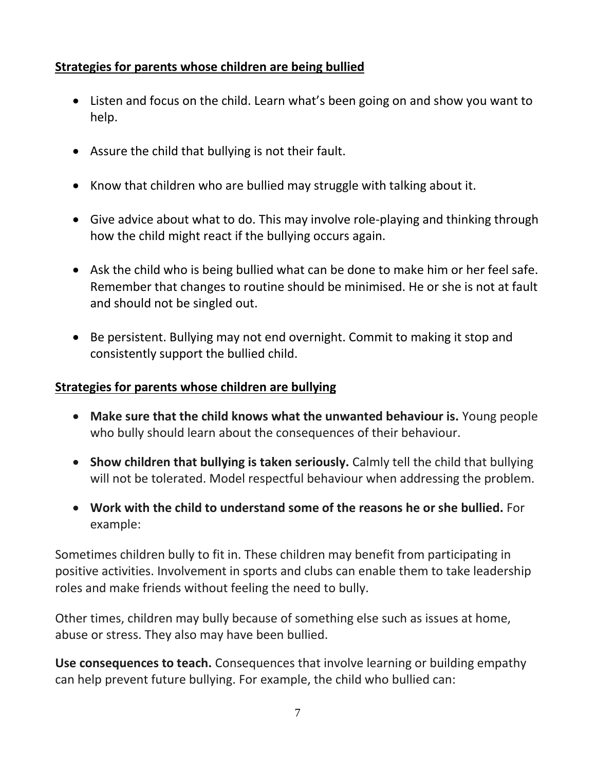## Strategies for parents whose children are being bullied

- Listen and focus on the child. Learn what's been going on and show you want to help.
- Assure the child that bullying is not their fault.
- Know that children who are bullied may struggle with talking about it.
- Give advice about what to do. This may involve role-playing and thinking through how the child might react if the bullying occurs again.
- Ask the child who is being bullied what can be done to make him or her feel safe. Remember that changes to routine should be minimised. He or she is not at fault and should not be singled out.
- Be persistent. Bullying may not end overnight. Commit to making it stop and consistently support the bullied child.

## Strategies for parents whose children are bullying

- **Make sure that the child knows what the unwanted behaviour is.** Young people who bully should learn about the consequences of their behaviour.
- **Show children that bullying is taken seriously.** Calmly tell the child that bullying will not be tolerated. Model respectful behaviour when addressing the problem.
- **Work with the child to understand some of the reasons he or she bullied.** For example:

Sometimes children bully to fit in. These children may benefit from participating in positive activities. Involvement in sports and clubs can enable them to take leadership roles and make friends without feeling the need to bully.

Other times, children may bully because of something else such as issues at home, abuse or stress. They also may have been bullied.

**Use consequences to teach.** Consequences that involve learning or building empathy can help prevent future bullying. For example, the child who bullied can: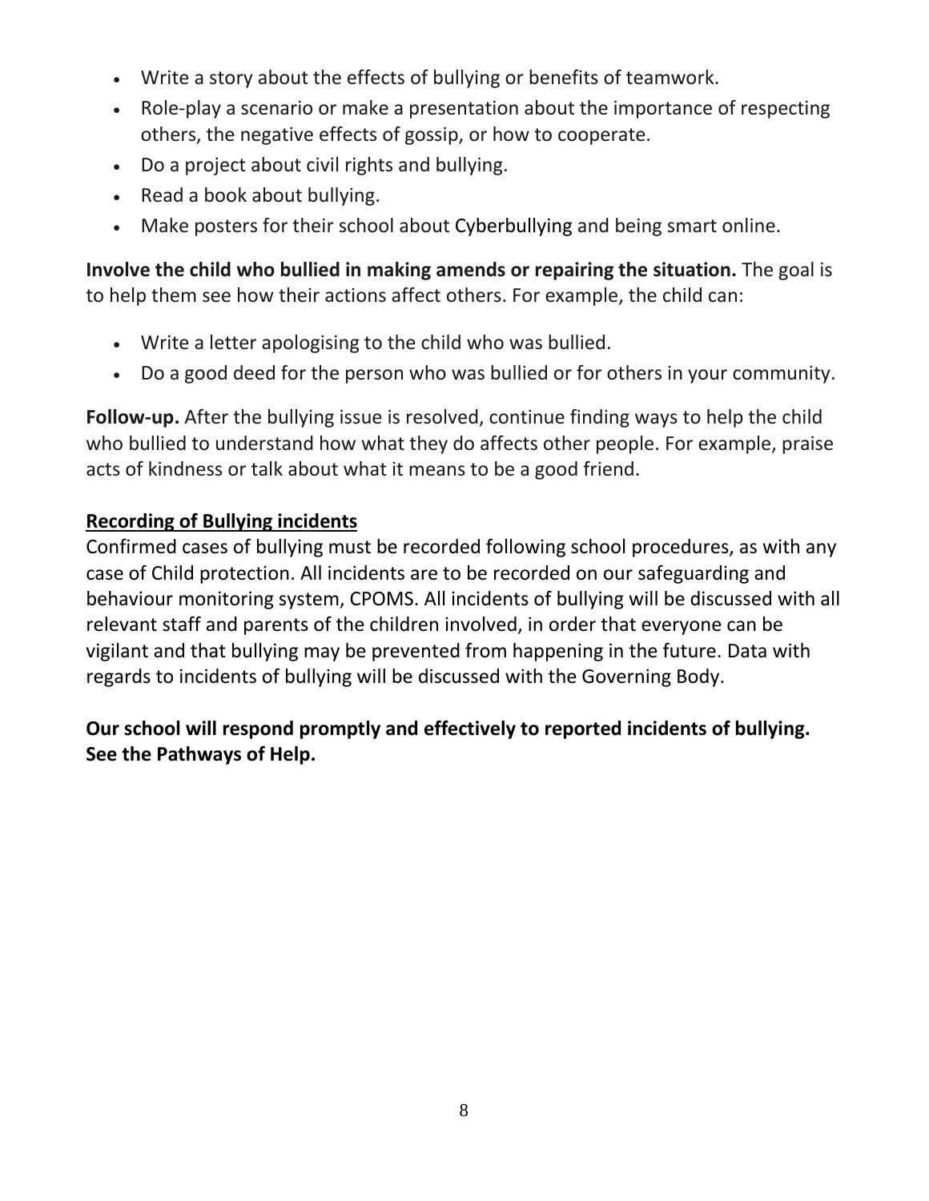- Write a story about the effects of bullying or benefits of teamwork.
- Role-play a scenario or make a presentation about the importance of respecting others, the negative effects of gossip, or how to cooperate.
- Do a project about civil rights and bullying.
- Read a book about bullying.
- Make posters for their school about Cyberbullying and being smart online.

**Involve the child who bullied in making amends or repairing the situation.** The goal is to help them see how their actions affect others. For example, the child can:

- Write a letter apologising to the child who was bullied.
- Do a good deed for the person who was bullied or for others in your community.

**Follow-up.** After the bullying issue is resolved, continue finding ways to help the child who bullied to understand how what they do affects other people. For example, praise acts of kindness or talk about what it means to be a good friend.

**<u>Recording of Bullying incidents</u>**

Confirmed cases of bullying must be recorded following school procedures, as with any case of Child protection. All incidents are to be recorded on our safeguarding and behaviour monitoring system, CPOMS. All incidents of bullying will be discussed with all relevant staff and parents of the children involved, in order that everyone can be vigilant and that bullying may be prevented from happening in the future. Data with regards to incidents of bullying will be discussed with the Governing Body.

**Our school will respond promptly and effectively to reported incidents of bullying. See the Pathways of Help.**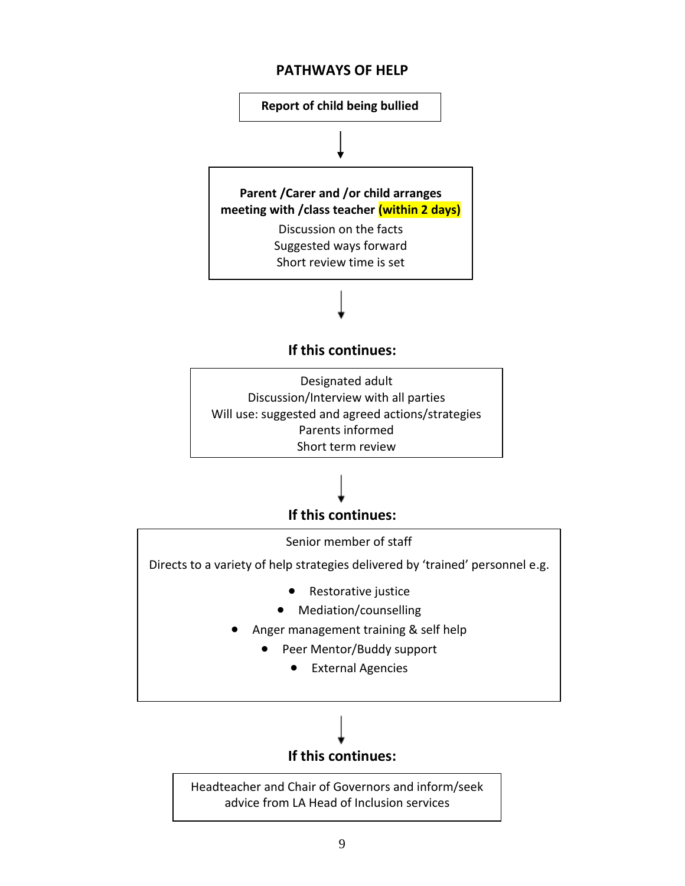## PATHWAYS OF HELP

**Report of child being bullied**

↓

**Parent /Carer and /or child arranges meeting with /class teacher (within 2 days)**

Discussion on the facts
Suggested ways forward
Short review time is set

↓

**If this continues:**

Designated adult
Discussion/Interview with all parties
Will use: suggested and agreed actions/strategies
Parents informed
Short term review

↓

**If this continues:**

Senior member of staff

Directs to a variety of help strategies delivered by 'trained' personnel e.g.

- Restorative justice
- Mediation/counselling
- Anger management training & self help
- Peer Mentor/Buddy support
- External Agencies

↓

**If this continues:**

Headteacher and Chair of Governors and inform/seek advice from LA Head of Inclusion services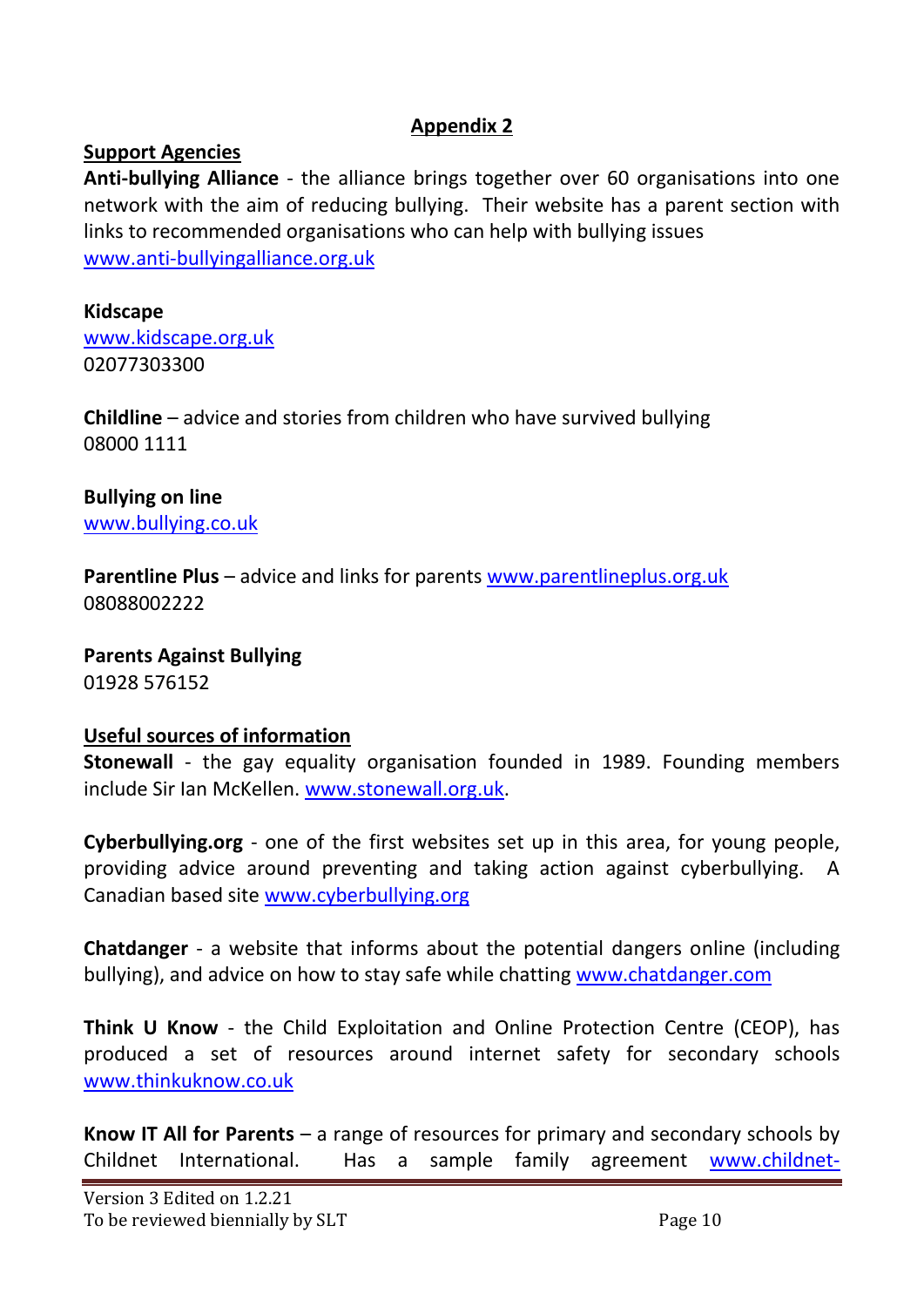## Appendix 2

**Support Agencies**

**Anti-bullying Alliance** - the alliance brings together over 60 organisations into one network with the aim of reducing bullying. Their website has a parent section with links to recommended organisations who can help with bullying issues www.anti-bullyingalliance.org.uk

**Kidscape**
www.kidscape.org.uk
02077303300

**Childline** – advice and stories from children who have survived bullying
08000 1111

**Bullying on line**
www.bullying.co.uk

**Parentline Plus** – advice and links for parents www.parentlineplus.org.uk
08088002222

**Parents Against Bullying**
01928 576152

**Useful sources of information**

**Stonewall** - the gay equality organisation founded in 1989. Founding members include Sir Ian McKellen. www.stonewall.org.uk.

**Cyberbullying.org** - one of the first websites set up in this area, for young people, providing advice around preventing and taking action against cyberbullying. A Canadian based site www.cyberbullying.org

**Chatdanger** - a website that informs about the potential dangers online (including bullying), and advice on how to stay safe while chatting www.chatdanger.com

**Think U Know** - the Child Exploitation and Online Protection Centre (CEOP), has produced a set of resources around internet safety for secondary schools www.thinkuknow.co.uk

**Know IT All for Parents** – a range of resources for primary and secondary schools by Childnet International. Has a sample family agreement www.childnet-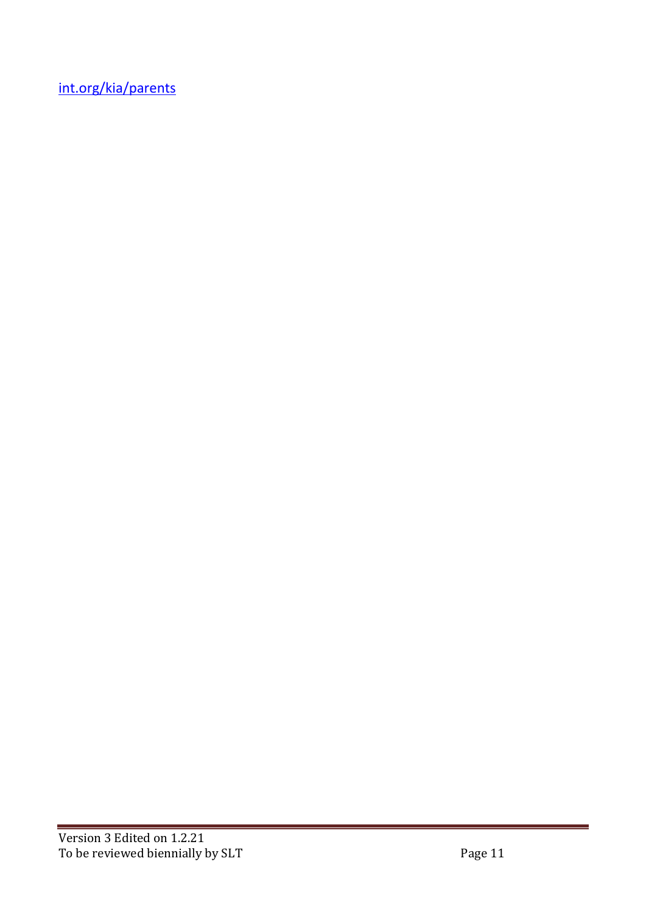int.org/kia/parents